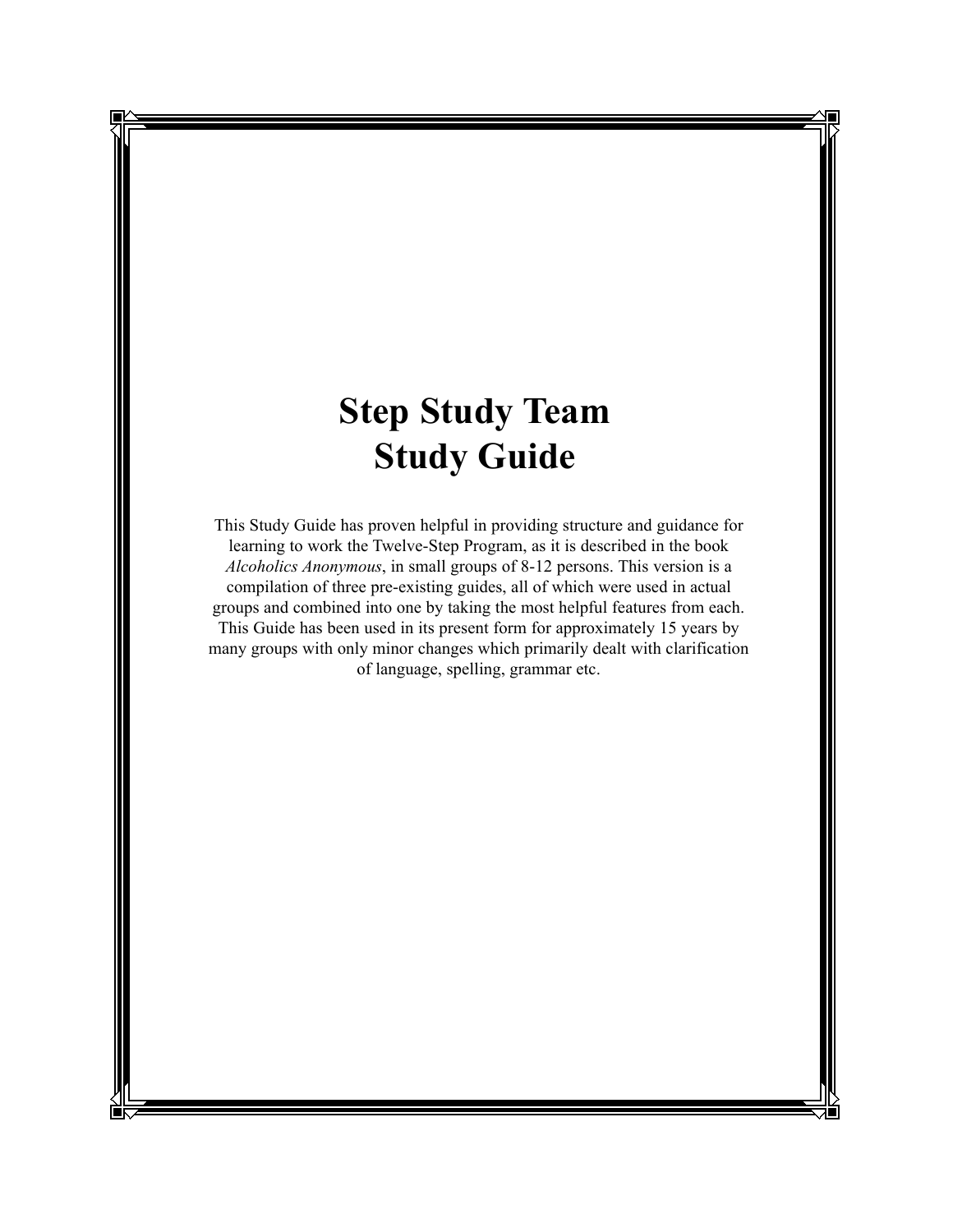# Step Study Team
# Study Guide

This Study Guide has proven helpful in providing structure and guidance for learning to work the Twelve-Step Program, as it is described in the book *Alcoholics Anonymous*, in small groups of 8-12 persons. This version is a compilation of three pre-existing guides, all of which were used in actual groups and combined into one by taking the most helpful features from each. This Guide has been used in its present form for approximately 15 years by many groups with only minor changes which primarily dealt with clarification of language, spelling, grammar etc.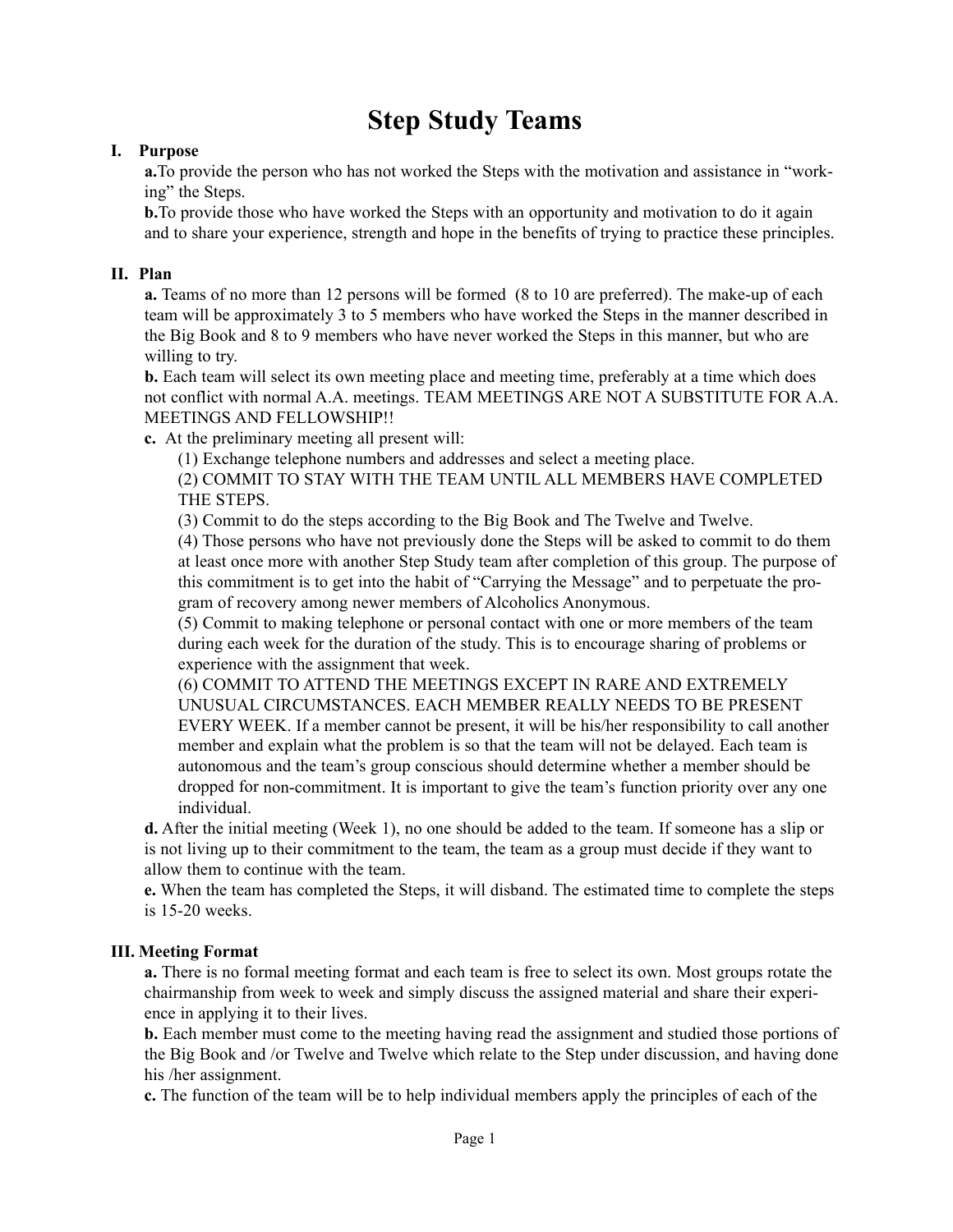# Step Study Teams

## I. Purpose

**a.** To provide the person who has not worked the Steps with the motivation and assistance in "working" the Steps.

**b.** To provide those who have worked the Steps with an opportunity and motivation to do it again and to share your experience, strength and hope in the benefits of trying to practice these principles.

## II. Plan

**a.** Teams of no more than 12 persons will be formed (8 to 10 are preferred). The make-up of each team will be approximately 3 to 5 members who have worked the Steps in the manner described in the Big Book and 8 to 9 members who have never worked the Steps in this manner, but who are willing to try.

**b.** Each team will select its own meeting place and meeting time, preferably at a time which does not conflict with normal A.A. meetings. TEAM MEETINGS ARE NOT A SUBSTITUTE FOR A.A. MEETINGS AND FELLOWSHIP!!

**c.** At the preliminary meeting all present will:

(1) Exchange telephone numbers and addresses and select a meeting place.

(2) COMMIT TO STAY WITH THE TEAM UNTIL ALL MEMBERS HAVE COMPLETED THE STEPS.

(3) Commit to do the steps according to the Big Book and The Twelve and Twelve.

(4) Those persons who have not previously done the Steps will be asked to commit to do them at least once more with another Step Study team after completion of this group. The purpose of this commitment is to get into the habit of "Carrying the Message" and to perpetuate the program of recovery among newer members of Alcoholics Anonymous.

(5) Commit to making telephone or personal contact with one or more members of the team during each week for the duration of the study. This is to encourage sharing of problems or experience with the assignment that week.

(6) COMMIT TO ATTEND THE MEETINGS EXCEPT IN RARE AND EXTREMELY UNUSUAL CIRCUMSTANCES. EACH MEMBER REALLY NEEDS TO BE PRESENT EVERY WEEK. If a member cannot be present, it will be his/her responsibility to call another member and explain what the problem is so that the team will not be delayed. Each team is autonomous and the team's group conscious should determine whether a member should be dropped for non-commitment. It is important to give the team's function priority over any one individual.

**d.** After the initial meeting (Week 1), no one should be added to the team. If someone has a slip or is not living up to their commitment to the team, the team as a group must decide if they want to allow them to continue with the team.

**e.** When the team has completed the Steps, it will disband. The estimated time to complete the steps is 15-20 weeks.

## III. Meeting Format

**a.** There is no formal meeting format and each team is free to select its own. Most groups rotate the chairmanship from week to week and simply discuss the assigned material and share their experience in applying it to their lives.

**b.** Each member must come to the meeting having read the assignment and studied those portions of the Big Book and /or Twelve and Twelve which relate to the Step under discussion, and having done his /her assignment.

**c.** The function of the team will be to help individual members apply the principles of each of the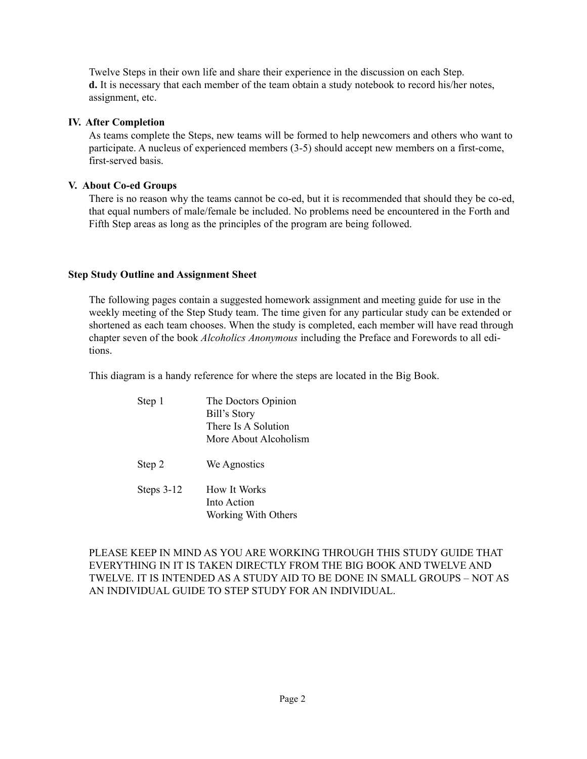Twelve Steps in their own life and share their experience in the discussion on each Step.
**d.** It is necessary that each member of the team obtain a study notebook to record his/her notes, assignment, etc.

**IV. After Completion**

As teams complete the Steps, new teams will be formed to help newcomers and others who want to participate. A nucleus of experienced members (3-5) should accept new members on a first-come, first-served basis.

**V. About Co-ed Groups**

There is no reason why the teams cannot be co-ed, but it is recommended that should they be co-ed, that equal numbers of male/female be included. No problems need be encountered in the Forth and Fifth Step areas as long as the principles of the program are being followed.

**Step Study Outline and Assignment Sheet**

The following pages contain a suggested homework assignment and meeting guide for use in the weekly meeting of the Step Study team. The time given for any particular study can be extended or shortened as each team chooses. When the study is completed, each member will have read through chapter seven of the book *Alcoholics Anonymous* including the Preface and Forewords to all editions.

This diagram is a handy reference for where the steps are located in the Big Book.

| | |
|---|---|
| Step 1 | The Doctors Opinion<br>Bill's Story<br>There Is A Solution<br>More About Alcoholism |
| Step 2 | We Agnostics |
| Steps 3-12 | How It Works<br>Into Action<br>Working With Others |

PLEASE KEEP IN MIND AS YOU ARE WORKING THROUGH THIS STUDY GUIDE THAT EVERYTHING IN IT IS TAKEN DIRECTLY FROM THE BIG BOOK AND TWELVE AND TWELVE. IT IS INTENDED AS A STUDY AID TO BE DONE IN SMALL GROUPS – NOT AS AN INDIVIDUAL GUIDE TO STEP STUDY FOR AN INDIVIDUAL.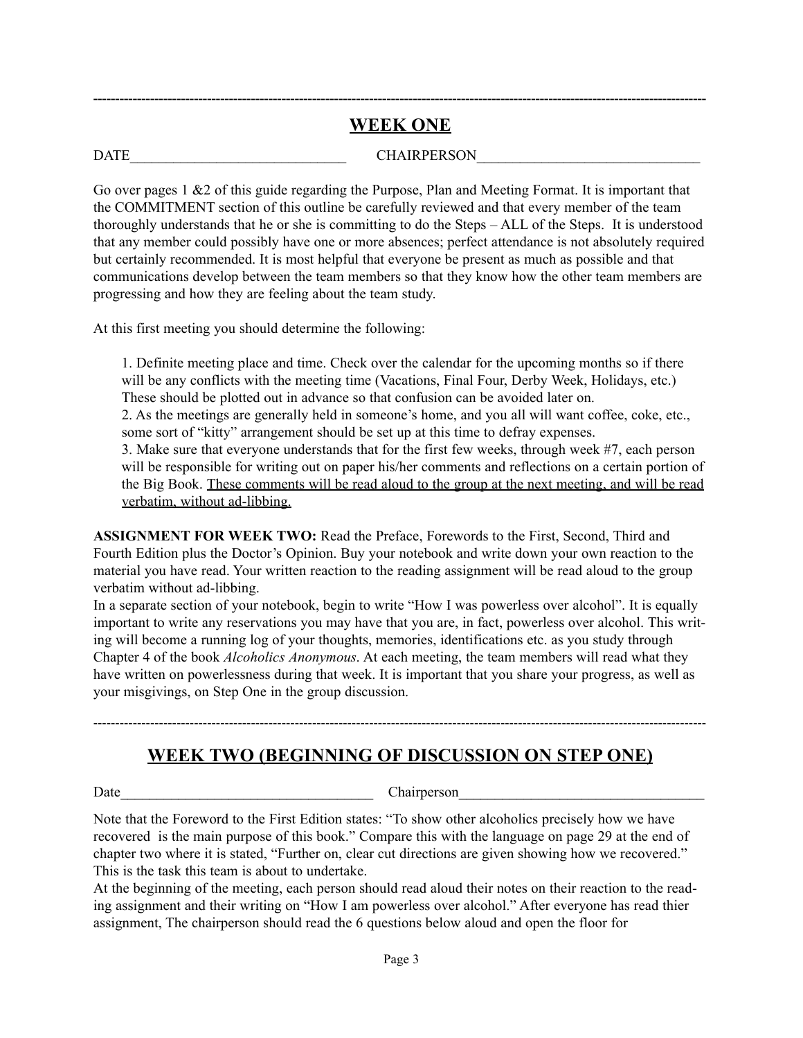---

## WEEK ONE

DATE______________________________ CHAIRPERSON_______________________________

Go over pages 1 &2 of this guide regarding the Purpose, Plan and Meeting Format. It is important that the COMMITMENT section of this outline be carefully reviewed and that every member of the team thoroughly understands that he or she is committing to do the Steps – ALL of the Steps. It is understood that any member could possibly have one or more absences; perfect attendance is not absolutely required but certainly recommended. It is most helpful that everyone be present as much as possible and that communications develop between the team members so that they know how the other team members are progressing and how they are feeling about the team study.

At this first meeting you should determine the following:

1. Definite meeting place and time. Check over the calendar for the upcoming months so if there will be any conflicts with the meeting time (Vacations, Final Four, Derby Week, Holidays, etc.) These should be plotted out in advance so that confusion can be avoided later on.
2. As the meetings are generally held in someone's home, and you all will want coffee, coke, etc., some sort of "kitty" arrangement should be set up at this time to defray expenses.
3. Make sure that everyone understands that for the first few weeks, through week #7, each person will be responsible for writing out on paper his/her comments and reflections on a certain portion of the Big Book. <u>These comments will be read aloud to the group at the next meeting, and will be read verbatim, without ad-libbing.</u>

**ASSIGNMENT FOR WEEK TWO:** Read the Preface, Forewords to the First, Second, Third and Fourth Edition plus the Doctor's Opinion. Buy your notebook and write down your own reaction to the material you have read. Your written reaction to the reading assignment will be read aloud to the group verbatim without ad-libbing.

In a separate section of your notebook, begin to write "How I was powerless over alcohol". It is equally important to write any reservations you may have that you are, in fact, powerless over alcohol. This writing will become a running log of your thoughts, memories, identifications etc. as you study through Chapter 4 of the book *Alcoholics Anonymous*. At each meeting, the team members will read what they have written on powerlessness during that week. It is important that you share your progress, as well as your misgivings, on Step One in the group discussion.

---

## WEEK TWO (BEGINNING OF DISCUSSION ON STEP ONE)

Date___________________________________ Chairperson__________________________________

Note that the Foreword to the First Edition states: "To show other alcoholics precisely how we have recovered is the main purpose of this book." Compare this with the language on page 29 at the end of chapter two where it is stated, "Further on, clear cut directions are given showing how we recovered." This is the task this team is about to undertake.

At the beginning of the meeting, each person should read aloud their notes on their reaction to the reading assignment and their writing on "How I am powerless over alcohol." After everyone has read thier assignment, The chairperson should read the 6 questions below aloud and open the floor for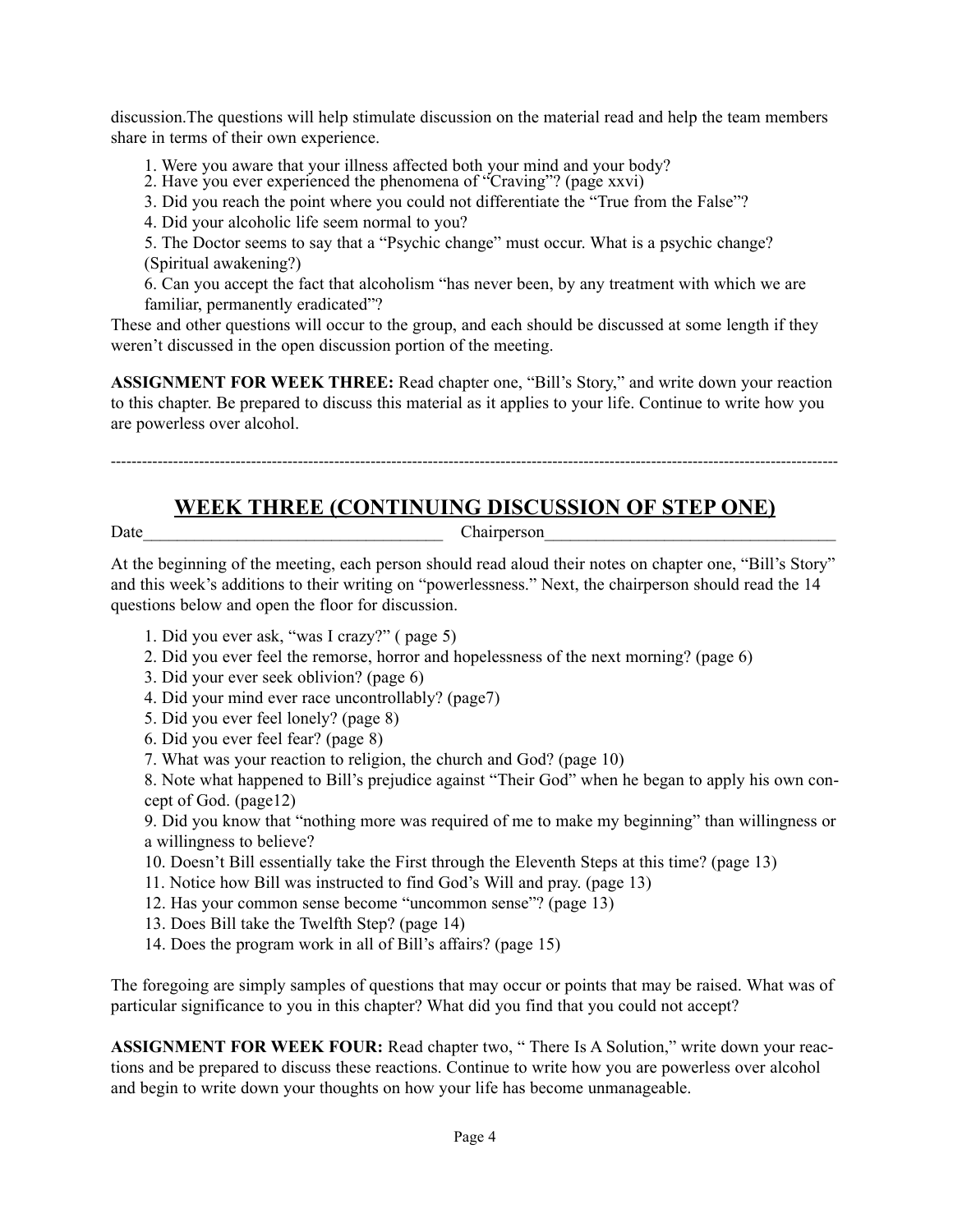discussion.The questions will help stimulate discussion on the material read and help the team members share in terms of their own experience.

1. Were you aware that your illness affected both your mind and your body?
2. Have you ever experienced the phenomena of "Craving"? (page xxvi)
3. Did you reach the point where you could not differentiate the "True from the False"?
4. Did your alcoholic life seem normal to you?
5. The Doctor seems to say that a "Psychic change" must occur. What is a psychic change? (Spiritual awakening?)
6. Can you accept the fact that alcoholism "has never been, by any treatment with which we are familiar, permanently eradicated"?

These and other questions will occur to the group, and each should be discussed at some length if they weren't discussed in the open discussion portion of the meeting.

**ASSIGNMENT FOR WEEK THREE:** Read chapter one, "Bill's Story," and write down your reaction to this chapter. Be prepared to discuss this material as it applies to your life. Continue to write how you are powerless over alcohol.

---

## WEEK THREE (CONTINUING DISCUSSION OF STEP ONE)

Date___________________________________ Chairperson___________________________________

At the beginning of the meeting, each person should read aloud their notes on chapter one, "Bill's Story" and this week's additions to their writing on "powerlessness." Next, the chairperson should read the 14 questions below and open the floor for discussion.

1. Did you ever ask, "was I crazy?" ( page 5)
2. Did you ever feel the remorse, horror and hopelessness of the next morning? (page 6)
3. Did your ever seek oblivion? (page 6)
4. Did your mind ever race uncontrollably? (page7)
5. Did you ever feel lonely? (page 8)
6. Did you ever feel fear? (page 8)
7. What was your reaction to religion, the church and God? (page 10)
8. Note what happened to Bill's prejudice against "Their God" when he began to apply his own concept of God. (page12)
9. Did you know that "nothing more was required of me to make my beginning" than willingness or a willingness to believe?
10. Doesn't Bill essentially take the First through the Eleventh Steps at this time? (page 13)
11. Notice how Bill was instructed to find God's Will and pray. (page 13)
12. Has your common sense become "uncommon sense"? (page 13)
13. Does Bill take the Twelfth Step? (page 14)
14. Does the program work in all of Bill's affairs? (page 15)

The foregoing are simply samples of questions that may occur or points that may be raised. What was of particular significance to you in this chapter? What did you find that you could not accept?

**ASSIGNMENT FOR WEEK FOUR:** Read chapter two, " There Is A Solution," write down your reactions and be prepared to discuss these reactions. Continue to write how you are powerless over alcohol and begin to write down your thoughts on how your life has become unmanageable.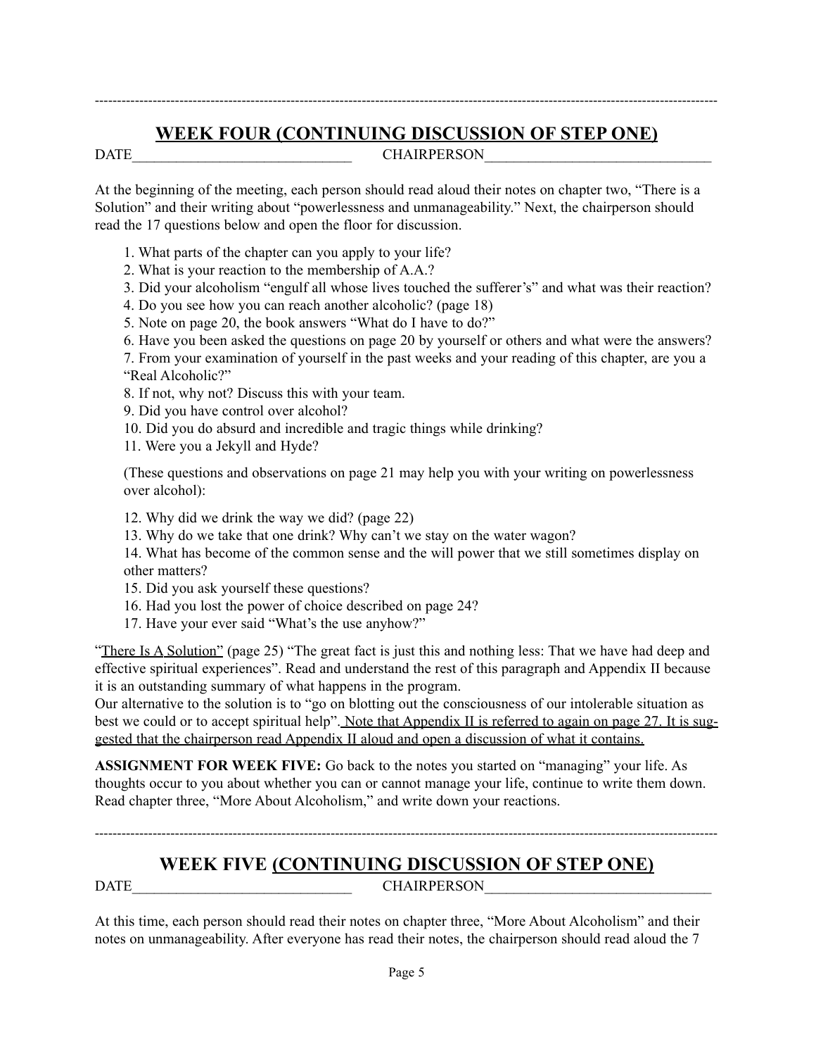---

## WEEK FOUR (CONTINUING DISCUSSION OF STEP ONE)

DATE______________________________ CHAIRPERSON_______________________________

At the beginning of the meeting, each person should read aloud their notes on chapter two, "There is a Solution" and their writing about "powerlessness and unmanageability." Next, the chairperson should read the 17 questions below and open the floor for discussion.

1. What parts of the chapter can you apply to your life?
2. What is your reaction to the membership of A.A.?
3. Did your alcoholism "engulf all whose lives touched the sufferer's" and what was their reaction?
4. Do you see how you can reach another alcoholic? (page 18)
5. Note on page 20, the book answers "What do I have to do?"
6. Have you been asked the questions on page 20 by yourself or others and what were the answers?
7. From your examination of yourself in the past weeks and your reading of this chapter, are you a "Real Alcoholic?"
8. If not, why not? Discuss this with your team.
9. Did you have control over alcohol?
10. Did you do absurd and incredible and tragic things while drinking?
11. Were you a Jekyll and Hyde?

(These questions and observations on page 21 may help you with your writing on powerlessness over alcohol):

12. Why did we drink the way we did? (page 22)
13. Why do we take that one drink? Why can't we stay on the water wagon?
14. What has become of the common sense and the will power that we still sometimes display on other matters?
15. Did you ask yourself these questions?
16. Had you lost the power of choice described on page 24?
17. Have your ever said "What's the use anyhow?"

"There Is A Solution" (page 25) "The great fact is just this and nothing less: That we have had deep and effective spiritual experiences". Read and understand the rest of this paragraph and Appendix II because it is an outstanding summary of what happens in the program.

Our alternative to the solution is to "go on blotting out the consciousness of our intolerable situation as best we could or to accept spiritual help". Note that Appendix II is referred to again on page 27. It is suggested that the chairperson read Appendix II aloud and open a discussion of what it contains.

**ASSIGNMENT FOR WEEK FIVE:** Go back to the notes you started on "managing" your life. As thoughts occur to you about whether you can or cannot manage your life, continue to write them down. Read chapter three, "More About Alcoholism," and write down your reactions.

---

## WEEK FIVE (CONTINUING DISCUSSION OF STEP ONE)

DATE______________________________ CHAIRPERSON_______________________________

At this time, each person should read their notes on chapter three, "More About Alcoholism" and their notes on unmanageability. After everyone has read their notes, the chairperson should read aloud the 7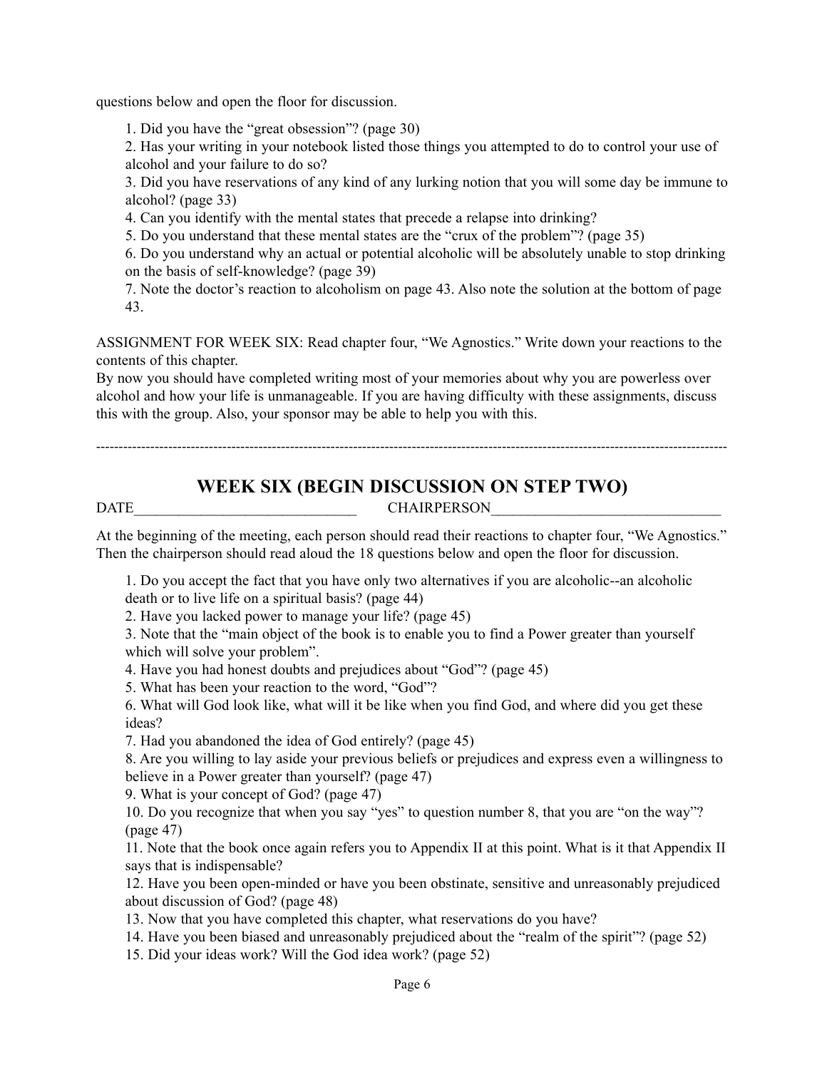questions below and open the floor for discussion.

1. Did you have the "great obsession"? (page 30)
2. Has your writing in your notebook listed those things you attempted to do to control your use of alcohol and your failure to do so?
3. Did you have reservations of any kind of any lurking notion that you will some day be immune to alcohol? (page 33)
4. Can you identify with the mental states that precede a relapse into drinking?
5. Do you understand that these mental states are the "crux of the problem"? (page 35)
6. Do you understand why an actual or potential alcoholic will be absolutely unable to stop drinking on the basis of self-knowledge? (page 39)
7. Note the doctor's reaction to alcoholism on page 43. Also note the solution at the bottom of page 43.

ASSIGNMENT FOR WEEK SIX: Read chapter four, "We Agnostics." Write down your reactions to the contents of this chapter.

By now you should have completed writing most of your memories about why you are powerless over alcohol and how your life is unmanageable. If you are having difficulty with these assignments, discuss this with the group. Also, your sponsor may be able to help you with this.

---

## WEEK SIX (BEGIN DISCUSSION ON STEP TWO)

DATE______________________________ CHAIRPERSON______________________________

At the beginning of the meeting, each person should read their reactions to chapter four, "We Agnostics." Then the chairperson should read aloud the 18 questions below and open the floor for discussion.

1. Do you accept the fact that you have only two alternatives if you are alcoholic--an alcoholic death or to live life on a spiritual basis? (page 44)
2. Have you lacked power to manage your life? (page 45)
3. Note that the "main object of the book is to enable you to find a Power greater than yourself which will solve your problem".
4. Have you had honest doubts and prejudices about "God"? (page 45)
5. What has been your reaction to the word, "God"?
6. What will God look like, what will it be like when you find God, and where did you get these ideas?
7. Had you abandoned the idea of God entirely? (page 45)
8. Are you willing to lay aside your previous beliefs or prejudices and express even a willingness to believe in a Power greater than yourself? (page 47)
9. What is your concept of God? (page 47)
10. Do you recognize that when you say "yes" to question number 8, that you are "on the way"? (page 47)
11. Note that the book once again refers you to Appendix II at this point. What is it that Appendix II says that is indispensable?
12. Have you been open-minded or have you been obstinate, sensitive and unreasonably prejudiced about discussion of God? (page 48)
13. Now that you have completed this chapter, what reservations do you have?
14. Have you been biased and unreasonably prejudiced about the "realm of the spirit"? (page 52)
15. Did your ideas work? Will the God idea work? (page 52)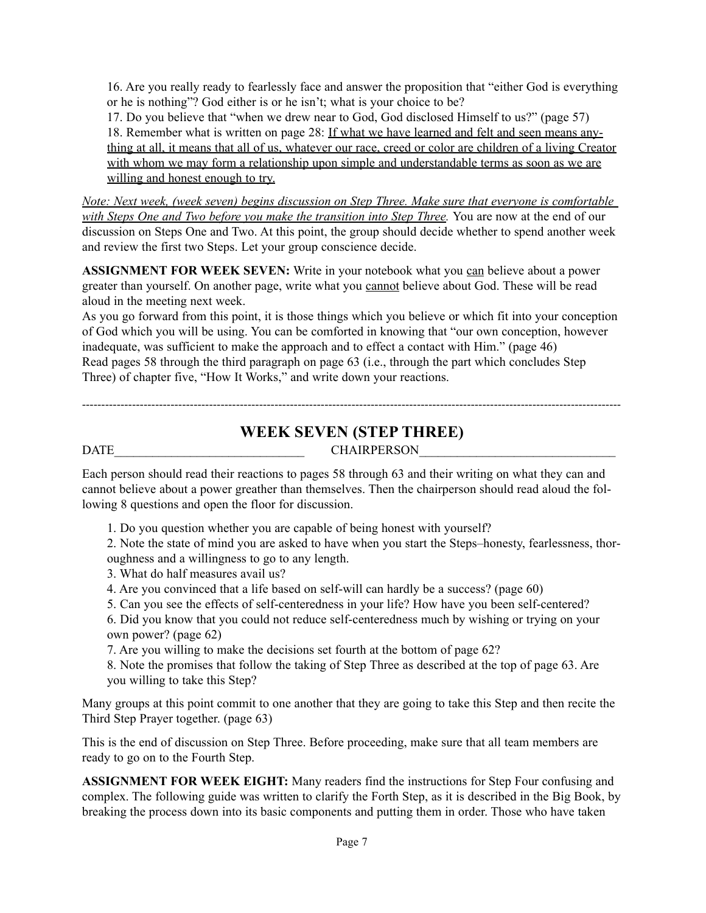16. Are you really ready to fearlessly face and answer the proposition that "either God is everything or he is nothing"? God either is or he isn't; what is your choice to be?
17. Do you believe that "when we drew near to God, God disclosed Himself to us?" (page 57)
18. Remember what is written on page 28: <u>If what we have learned and felt and seen means anything at all, it means that all of us, whatever our race, creed or color are children of a living Creator with whom we may form a relationship upon simple and understandable terms as soon as we are willing and honest enough to try.</u>

*<u>Note: Next week, (week seven) begins discussion on Step Three. Make sure that everyone is comfortable with Steps One and Two before you make the transition into Step Three.</u>* You are now at the end of our discussion on Steps One and Two. At this point, the group should decide whether to spend another week and review the first two Steps. Let your group conscience decide.

**ASSIGNMENT FOR WEEK SEVEN:** Write in your notebook what you <u>can</u> believe about a power greater than yourself. On another page, write what you <u>cannot</u> believe about God. These will be read aloud in the meeting next week.
As you go forward from this point, it is those things which you believe or which fit into your conception of God which you will be using. You can be comforted in knowing that "our own conception, however inadequate, was sufficient to make the approach and to effect a contact with Him." (page 46)
Read pages 58 through the third paragraph on page 63 (i.e., through the part which concludes Step Three) of chapter five, "How It Works," and write down your reactions.

---

## WEEK SEVEN (STEP THREE)

DATE______________________________ CHAIRPERSON_______________________________

Each person should read their reactions to pages 58 through 63 and their writing on what they can and cannot believe about a power greather than themselves. Then the chairperson should read aloud the following 8 questions and open the floor for discussion.

1. Do you question whether you are capable of being honest with yourself?
2. Note the state of mind you are asked to have when you start the Steps–honesty, fearlessness, thoroughness and a willingness to go to any length.
3. What do half measures avail us?
4. Are you convinced that a life based on self-will can hardly be a success? (page 60)
5. Can you see the effects of self-centeredness in your life? How have you been self-centered?
6. Did you know that you could not reduce self-centeredness much by wishing or trying on your own power? (page 62)
7. Are you willing to make the decisions set fourth at the bottom of page 62?
8. Note the promises that follow the taking of Step Three as described at the top of page 63. Are you willing to take this Step?

Many groups at this point commit to one another that they are going to take this Step and then recite the Third Step Prayer together. (page 63)

This is the end of discussion on Step Three. Before proceeding, make sure that all team members are ready to go on to the Fourth Step.

**ASSIGNMENT FOR WEEK EIGHT:** Many readers find the instructions for Step Four confusing and complex. The following guide was written to clarify the Forth Step, as it is described in the Big Book, by breaking the process down into its basic components and putting them in order. Those who have taken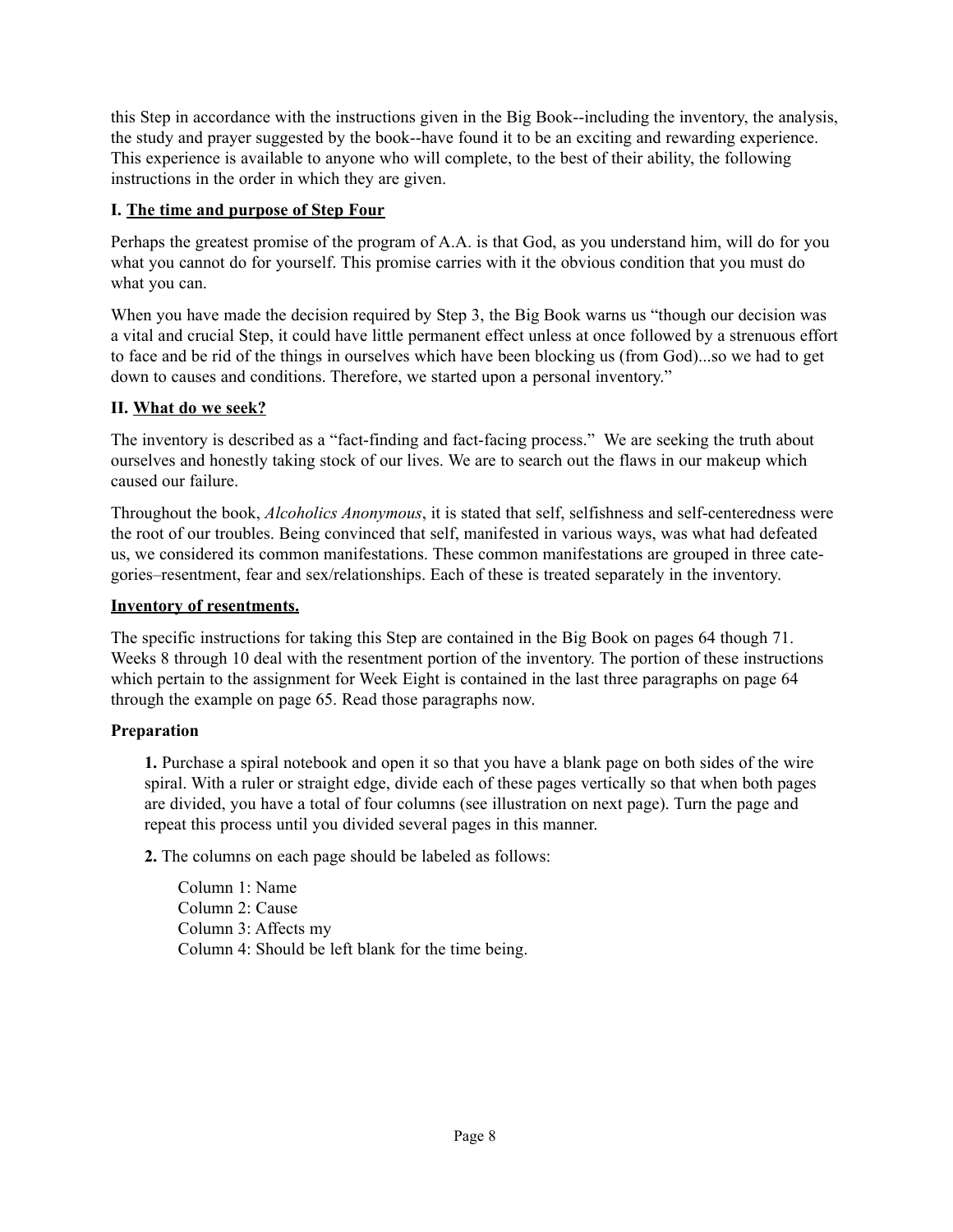this Step in accordance with the instructions given in the Big Book--including the inventory, the analysis, the study and prayer suggested by the book--have found it to be an exciting and rewarding experience. This experience is available to anyone who will complete, to the best of their ability, the following instructions in the order in which they are given.

### I. <u>The time and purpose of Step Four</u>

Perhaps the greatest promise of the program of A.A. is that God, as you understand him, will do for you what you cannot do for yourself. This promise carries with it the obvious condition that you must do what you can.

When you have made the decision required by Step 3, the Big Book warns us "though our decision was a vital and crucial Step, it could have little permanent effect unless at once followed by a strenuous effort to face and be rid of the things in ourselves which have been blocking us (from God)...so we had to get down to causes and conditions. Therefore, we started upon a personal inventory."

### II. <u>What do we seek?</u>

The inventory is described as a "fact-finding and fact-facing process." We are seeking the truth about ourselves and honestly taking stock of our lives. We are to search out the flaws in our makeup which caused our failure.

Throughout the book, *Alcoholics Anonymous*, it is stated that self, selfishness and self-centeredness were the root of our troubles. Being convinced that self, manifested in various ways, was what had defeated us, we considered its common manifestations. These common manifestations are grouped in three categories–resentment, fear and sex/relationships. Each of these is treated separately in the inventory.

### <u>Inventory of resentments.</u>

The specific instructions for taking this Step are contained in the Big Book on pages 64 though 71. Weeks 8 through 10 deal with the resentment portion of the inventory. The portion of these instructions which pertain to the assignment for Week Eight is contained in the last three paragraphs on page 64 through the example on page 65. Read those paragraphs now.

**Preparation**

> **1.** Purchase a spiral notebook and open it so that you have a blank page on both sides of the wire spiral. With a ruler or straight edge, divide each of these pages vertically so that when both pages are divided, you have a total of four columns (see illustration on next page). Turn the page and repeat this process until you divided several pages in this manner.
>
> **2.** The columns on each page should be labeled as follows:
>
> Column 1: Name
> Column 2: Cause
> Column 3: Affects my
> Column 4: Should be left blank for the time being.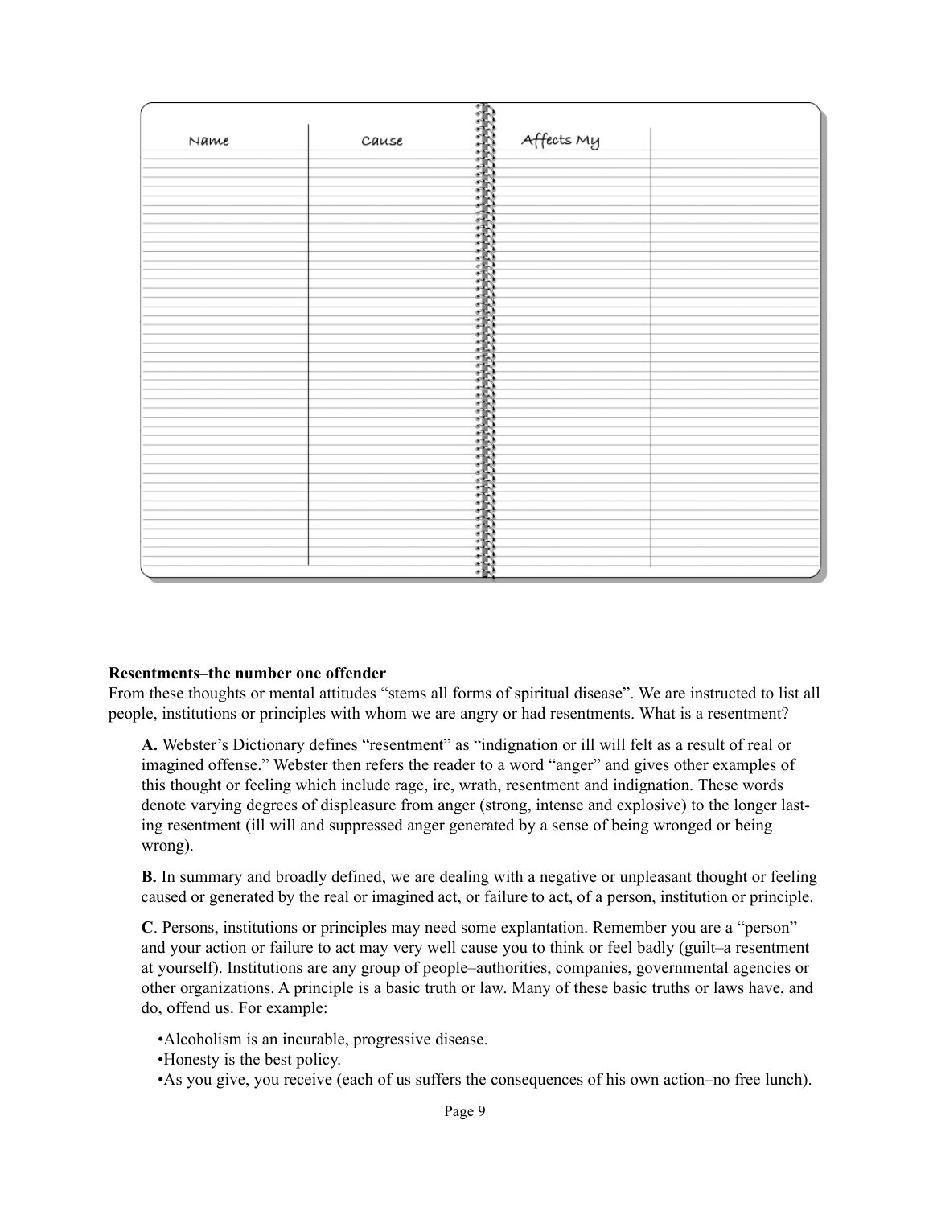| Name | Cause | Affects My | |
|---|---|---|---|
| | | | |

**Resentments–the number one offender**

From these thoughts or mental attitudes "stems all forms of spiritual disease". We are instructed to list all people, institutions or principles with whom we are angry or had resentments. What is a resentment?

**A.** Webster's Dictionary defines "resentment" as "indignation or ill will felt as a result of real or imagined offense." Webster then refers the reader to a word "anger" and gives other examples of this thought or feeling which include rage, ire, wrath, resentment and indignation. These words denote varying degrees of displeasure from anger (strong, intense and explosive) to the longer lasting resentment (ill will and suppressed anger generated by a sense of being wronged or being wrong).

**B.** In summary and broadly defined, we are dealing with a negative or unpleasant thought or feeling caused or generated by the real or imagined act, or failure to act, of a person, institution or principle.

**C**. Persons, institutions or principles may need some explantation. Remember you are a "person" and your action or failure to act may very well cause you to think or feel badly (guilt–a resentment at yourself). Institutions are any group of people–authorities, companies, governmental agencies or other organizations. A principle is a basic truth or law. Many of these basic truths or laws have, and do, offend us. For example:

- Alcoholism is an incurable, progressive disease.
- Honesty is the best policy.
- As you give, you receive (each of us suffers the consequences of his own action–no free lunch).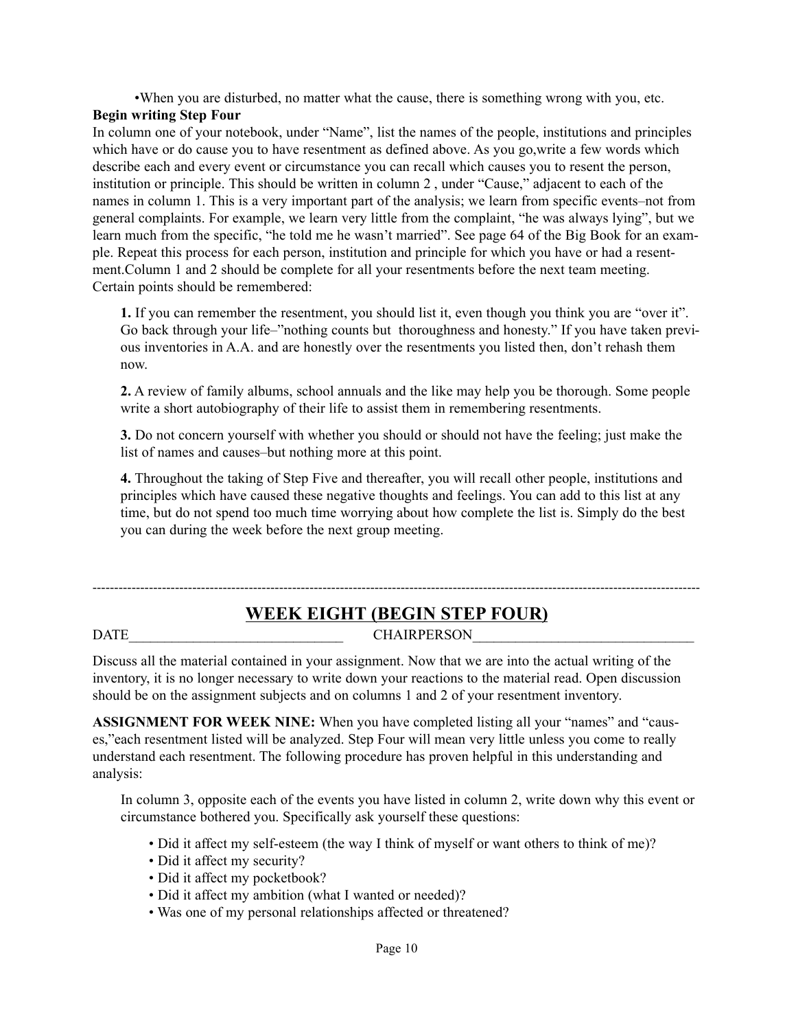•When you are disturbed, no matter what the cause, there is something wrong with you, etc.

**Begin writing Step Four**

In column one of your notebook, under "Name", list the names of the people, institutions and principles which have or do cause you to have resentment as defined above. As you go,write a few words which describe each and every event or circumstance you can recall which causes you to resent the person, institution or principle. This should be written in column 2 , under "Cause," adjacent to each of the names in column 1. This is a very important part of the analysis; we learn from specific events–not from general complaints. For example, we learn very little from the complaint, "he was always lying", but we learn much from the specific, "he told me he wasn't married". See page 64 of the Big Book for an example. Repeat this process for each person, institution and principle for which you have or had a resentment.Column 1 and 2 should be complete for all your resentments before the next team meeting. Certain points should be remembered:

**1.** If you can remember the resentment, you should list it, even though you think you are "over it". Go back through your life–"nothing counts but thoroughness and honesty." If you have taken previous inventories in A.A. and are honestly over the resentments you listed then, don't rehash them now.

**2.** A review of family albums, school annuals and the like may help you be thorough. Some people write a short autobiography of their life to assist them in remembering resentments.

**3.** Do not concern yourself with whether you should or should not have the feeling; just make the list of names and causes–but nothing more at this point.

**4.** Throughout the taking of Step Five and thereafter, you will recall other people, institutions and principles which have caused these negative thoughts and feelings. You can add to this list at any time, but do not spend too much time worrying about how complete the list is. Simply do the best you can during the week before the next group meeting.

---

## WEEK EIGHT (BEGIN STEP FOUR)

DATE______________________________ CHAIRPERSON_______________________________

Discuss all the material contained in your assignment. Now that we are into the actual writing of the inventory, it is no longer necessary to write down your reactions to the material read. Open discussion should be on the assignment subjects and on columns 1 and 2 of your resentment inventory.

**ASSIGNMENT FOR WEEK NINE:** When you have completed listing all your "names" and "causes,"each resentment listed will be analyzed. Step Four will mean very little unless you come to really understand each resentment. The following procedure has proven helpful in this understanding and analysis:

In column 3, opposite each of the events you have listed in column 2, write down why this event or circumstance bothered you. Specifically ask yourself these questions:

- Did it affect my self-esteem (the way I think of myself or want others to think of me)?
- Did it affect my security?
- Did it affect my pocketbook?
- Did it affect my ambition (what I wanted or needed)?
- Was one of my personal relationships affected or threatened?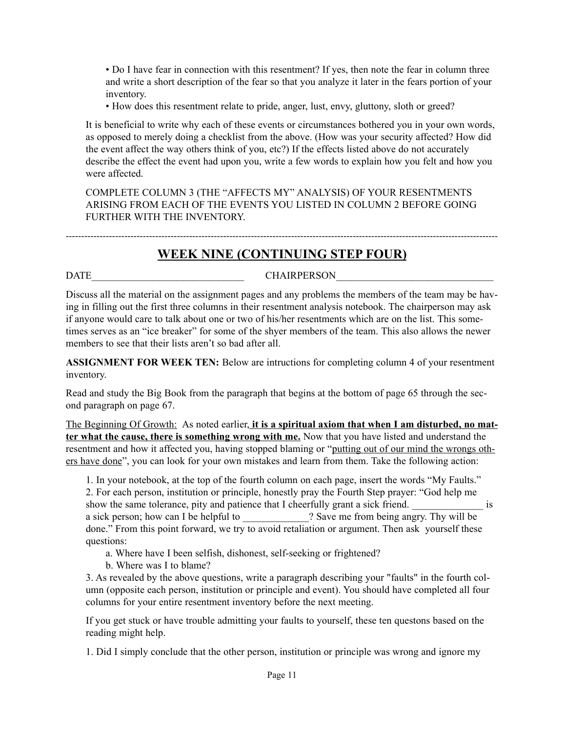• Do I have fear in connection with this resentment? If yes, then note the fear in column three and write a short description of the fear so that you analyze it later in the fears portion of your inventory.
• How does this resentment relate to pride, anger, lust, envy, gluttony, sloth or greed?

It is beneficial to write why each of these events or circumstances bothered you in your own words, as opposed to merely doing a checklist from the above. (How was your security affected? How did the event affect the way others think of you, etc?) If the effects listed above do not accurately describe the effect the event had upon you, write a few words to explain how you felt and how you were affected.

COMPLETE COLUMN 3 (THE "AFFECTS MY" ANALYSIS) OF YOUR RESENTMENTS ARISING FROM EACH OF THE EVENTS YOU LISTED IN COLUMN 2 BEFORE GOING FURTHER WITH THE INVENTORY.

---

## WEEK NINE (CONTINUING STEP FOUR)

DATE______________________________ CHAIRPERSON_______________________________

Discuss all the material on the assignment pages and any problems the members of the team may be having in filling out the first three columns in their resentment analysis notebook. The chairperson may ask if anyone would care to talk about one or two of his/her resentments which are on the list. This sometimes serves as an "ice breaker" for some of the shyer members of the team. This also allows the newer members to see that their lists aren't so bad after all.

**ASSIGNMENT FOR WEEK TEN:** Below are intructions for completing column 4 of your resentment inventory.

Read and study the Big Book from the paragraph that begins at the bottom of page 65 through the second paragraph on page 67.

<u>The Beginning Of Growth:</u> As noted earlier, **<u>it is a spiritual axiom that when I am disturbed, no matter what the cause, there is something wrong with me.</u>** Now that you have listed and understand the resentment and how it affected you, having stopped blaming or "<u>putting out of our mind the wrongs others have done</u>", you can look for your own mistakes and learn from them. Take the following action:

1. In your notebook, at the top of the fourth column on each page, insert the words "My Faults."
2. For each person, institution or principle, honestly pray the Fourth Step prayer: "God help me show the same tolerance, pity and patience that I cheerfully grant a sick friend. ______________ is a sick person; how can I be helpful to _____________? Save me from being angry. Thy will be done." From this point forward, we try to avoid retaliation or argument. Then ask yourself these questions:
   a. Where have I been selfish, dishonest, self-seeking or frightened?
   b. Where was I to blame?
3. As revealed by the above questions, write a paragraph describing your "faults" in the fourth column (opposite each person, institution or principle and event). You should have completed all four columns for your entire resentment inventory before the next meeting.

If you get stuck or have trouble admitting your faults to yourself, these ten questons based on the reading might help.

1. Did I simply conclude that the other person, institution or principle was wrong and ignore my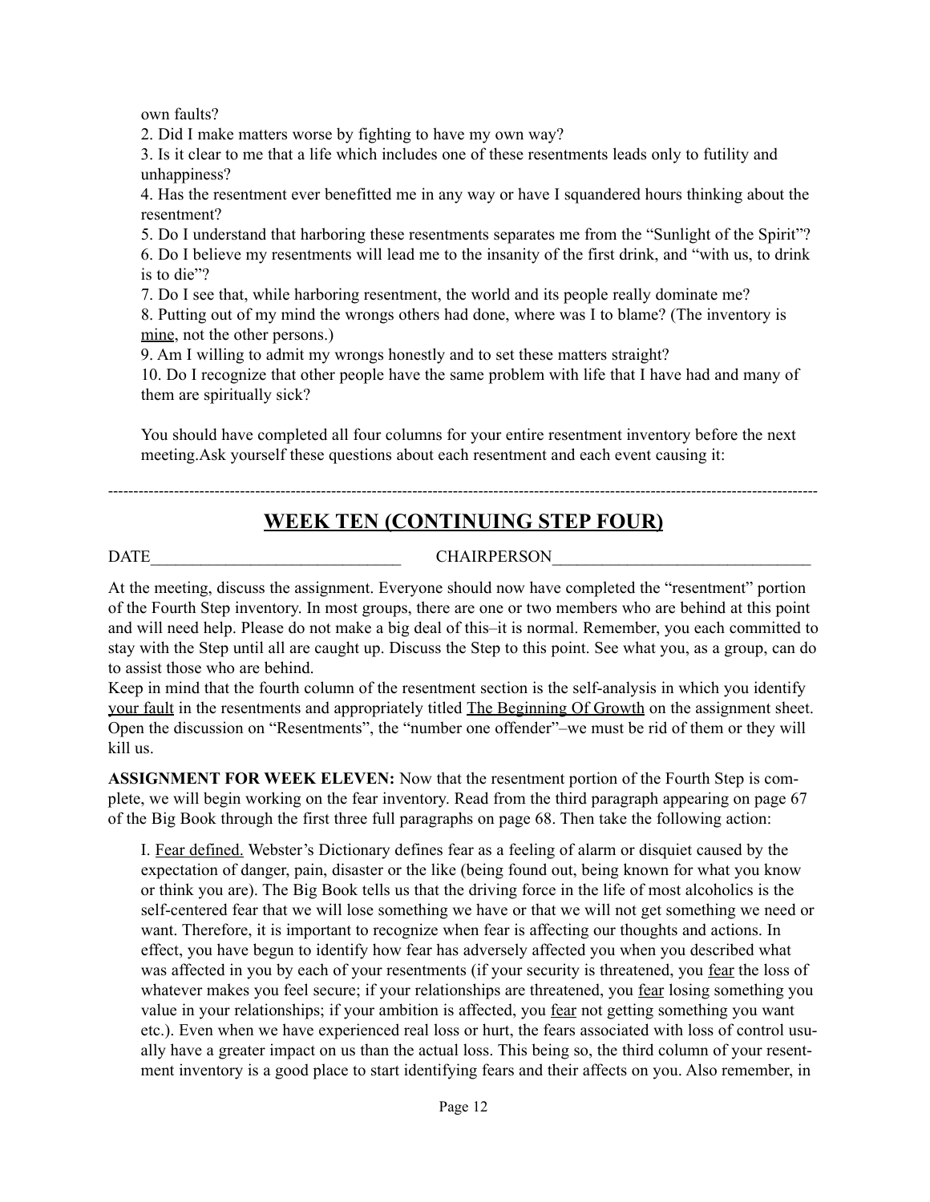own faults?

2. Did I make matters worse by fighting to have my own way?

3. Is it clear to me that a life which includes one of these resentments leads only to futility and unhappiness?

4. Has the resentment ever benefitted me in any way or have I squandered hours thinking about the resentment?

5. Do I understand that harboring these resentments separates me from the "Sunlight of the Spirit"?

6. Do I believe my resentments will lead me to the insanity of the first drink, and "with us, to drink is to die"?

7. Do I see that, while harboring resentment, the world and its people really dominate me?

8. Putting out of my mind the wrongs others had done, where was I to blame? (The inventory is <u>mine</u>, not the other persons.)

9. Am I willing to admit my wrongs honestly and to set these matters straight?

10. Do I recognize that other people have the same problem with life that I have had and many of them are spiritually sick?

You should have completed all four columns for your entire resentment inventory before the next meeting.Ask yourself these questions about each resentment and each event causing it:

---

## WEEK TEN (CONTINUING STEP FOUR)

DATE______________________________ CHAIRPERSON_______________________________

At the meeting, discuss the assignment. Everyone should now have completed the "resentment" portion of the Fourth Step inventory. In most groups, there are one or two members who are behind at this point and will need help. Please do not make a big deal of this–it is normal. Remember, you each committed to stay with the Step until all are caught up. Discuss the Step to this point. See what you, as a group, can do to assist those who are behind.

Keep in mind that the fourth column of the resentment section is the self-analysis in which you identify <u>your fault</u> in the resentments and appropriately titled <u>The Beginning Of Growth</u> on the assignment sheet. Open the discussion on "Resentments", the "number one offender"–we must be rid of them or they will kill us.

**ASSIGNMENT FOR WEEK ELEVEN:** Now that the resentment portion of the Fourth Step is complete, we will begin working on the fear inventory. Read from the third paragraph appearing on page 67 of the Big Book through the first three full paragraphs on page 68. Then take the following action:

I. <u>Fear defined.</u> Webster's Dictionary defines fear as a feeling of alarm or disquiet caused by the expectation of danger, pain, disaster or the like (being found out, being known for what you know or think you are). The Big Book tells us that the driving force in the life of most alcoholics is the self-centered fear that we will lose something we have or that we will not get something we need or want. Therefore, it is important to recognize when fear is affecting our thoughts and actions. In effect, you have begun to identify how fear has adversely affected you when you described what was affected in you by each of your resentments (if your security is threatened, you <u>fear</u> the loss of whatever makes you feel secure; if your relationships are threatened, you <u>fear</u> losing something you value in your relationships; if your ambition is affected, you <u>fear</u> not getting something you want etc.). Even when we have experienced real loss or hurt, the fears associated with loss of control usually have a greater impact on us than the actual loss. This being so, the third column of your resentment inventory is a good place to start identifying fears and their affects on you. Also remember, in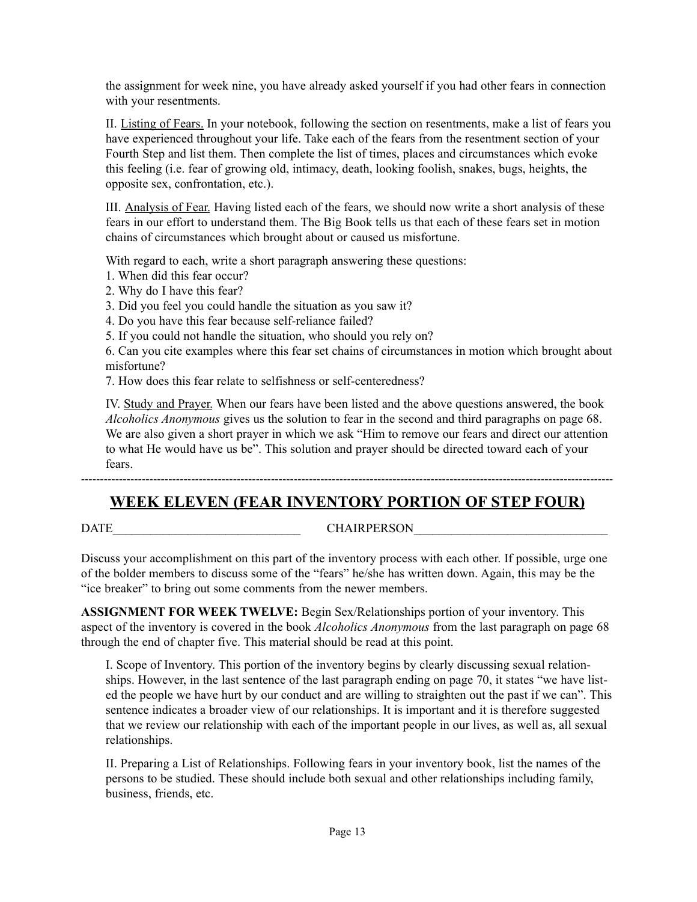the assignment for week nine, you have already asked yourself if you had other fears in connection with your resentments.

II. Listing of Fears. In your notebook, following the section on resentments, make a list of fears you have experienced throughout your life. Take each of the fears from the resentment section of your Fourth Step and list them. Then complete the list of times, places and circumstances which evoke this feeling (i.e. fear of growing old, intimacy, death, looking foolish, snakes, bugs, heights, the opposite sex, confrontation, etc.).

III. Analysis of Fear. Having listed each of the fears, we should now write a short analysis of these fears in our effort to understand them. The Big Book tells us that each of these fears set in motion chains of circumstances which brought about or caused us misfortune.

With regard to each, write a short paragraph answering these questions:

1. When did this fear occur?
2. Why do I have this fear?
3. Did you feel you could handle the situation as you saw it?
4. Do you have this fear because self-reliance failed?
5. If you could not handle the situation, who should you rely on?
6. Can you cite examples where this fear set chains of circumstances in motion which brought about misfortune?
7. How does this fear relate to selfishness or self-centeredness?

IV. Study and Prayer. When our fears have been listed and the above questions answered, the book *Alcoholics Anonymous* gives us the solution to fear in the second and third paragraphs on page 68. We are also given a short prayer in which we ask "Him to remove our fears and direct our attention to what He would have us be". This solution and prayer should be directed toward each of your fears.

---

## WEEK ELEVEN (FEAR INVENTORY PORTION OF STEP FOUR)

DATE______________________________ CHAIRPERSON_______________________________

Discuss your accomplishment on this part of the inventory process with each other. If possible, urge one of the bolder members to discuss some of the "fears" he/she has written down. Again, this may be the "ice breaker" to bring out some comments from the newer members.

**ASSIGNMENT FOR WEEK TWELVE:** Begin Sex/Relationships portion of your inventory. This aspect of the inventory is covered in the book *Alcoholics Anonymous* from the last paragraph on page 68 through the end of chapter five. This material should be read at this point.

I. Scope of Inventory. This portion of the inventory begins by clearly discussing sexual relationships. However, in the last sentence of the last paragraph ending on page 70, it states "we have listed the people we have hurt by our conduct and are willing to straighten out the past if we can". This sentence indicates a broader view of our relationships. It is important and it is therefore suggested that we review our relationship with each of the important people in our lives, as well as, all sexual relationships.

II. Preparing a List of Relationships. Following fears in your inventory book, list the names of the persons to be studied. These should include both sexual and other relationships including family, business, friends, etc.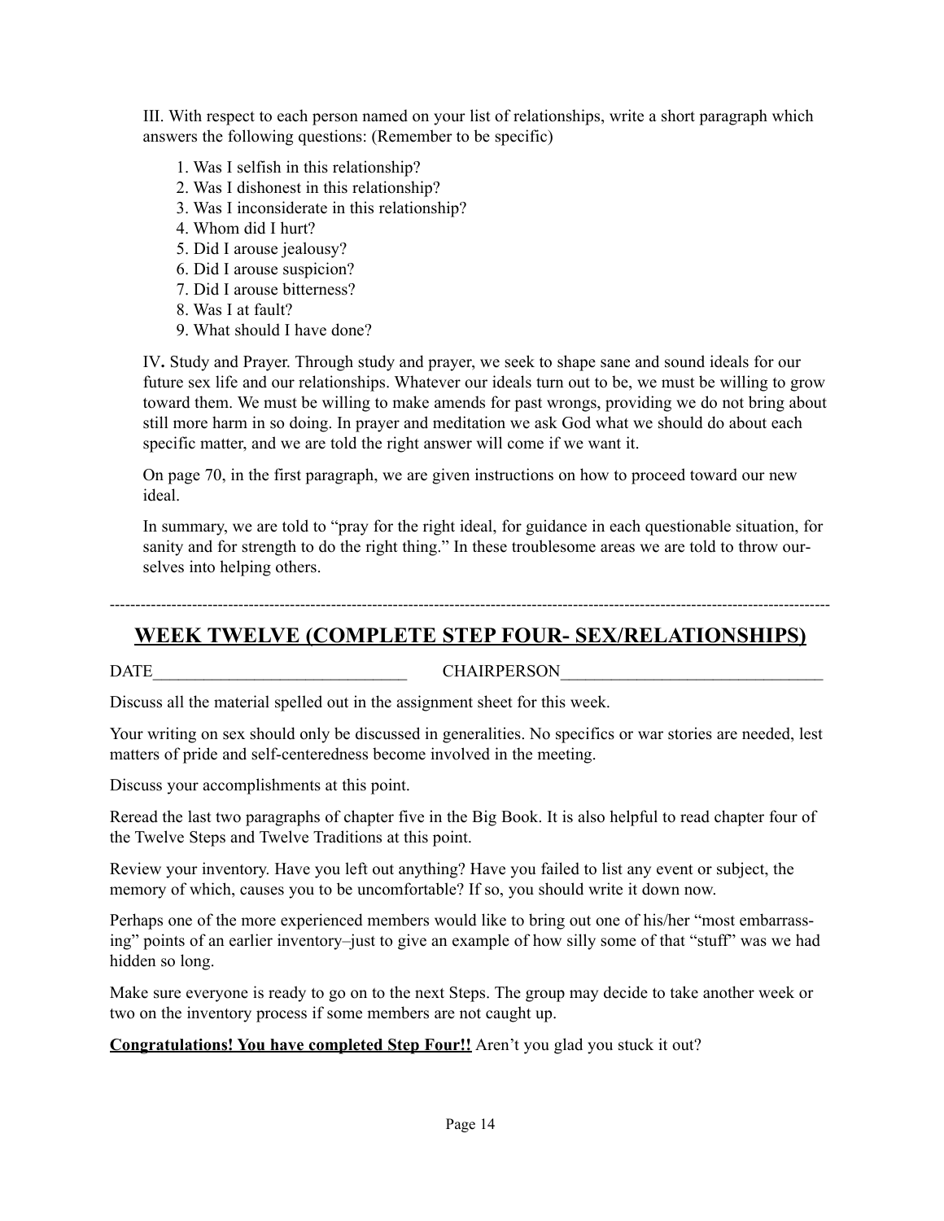III. With respect to each person named on your list of relationships, write a short paragraph which answers the following questions: (Remember to be specific)

1. Was I selfish in this relationship?
2. Was I dishonest in this relationship?
3. Was I inconsiderate in this relationship?
4. Whom did I hurt?
5. Did I arouse jealousy?
6. Did I arouse suspicion?
7. Did I arouse bitterness?
8. Was I at fault?
9. What should I have done?

IV**.** Study and Prayer. Through study and prayer, we seek to shape sane and sound ideals for our future sex life and our relationships. Whatever our ideals turn out to be, we must be willing to grow toward them. We must be willing to make amends for past wrongs, providing we do not bring about still more harm in so doing. In prayer and meditation we ask God what we should do about each specific matter, and we are told the right answer will come if we want it.

On page 70, in the first paragraph, we are given instructions on how to proceed toward our new ideal.

In summary, we are told to "pray for the right ideal, for guidance in each questionable situation, for sanity and for strength to do the right thing." In these troublesome areas we are told to throw ourselves into helping others.

---

## **<u>WEEK TWELVE (COMPLETE STEP FOUR- SEX/RELATIONSHIPS)</u>**

DATE______________________________ CHAIRPERSON_______________________________

Discuss all the material spelled out in the assignment sheet for this week.

Your writing on sex should only be discussed in generalities. No specifics or war stories are needed, lest matters of pride and self-centeredness become involved in the meeting.

Discuss your accomplishments at this point.

Reread the last two paragraphs of chapter five in the Big Book. It is also helpful to read chapter four of the Twelve Steps and Twelve Traditions at this point.

Review your inventory. Have you left out anything? Have you failed to list any event or subject, the memory of which, causes you to be uncomfortable? If so, you should write it down now.

Perhaps one of the more experienced members would like to bring out one of his/her "most embarrassing" points of an earlier inventory–just to give an example of how silly some of that "stuff" was we had hidden so long.

Make sure everyone is ready to go on to the next Steps. The group may decide to take another week or two on the inventory process if some members are not caught up.

**<u>Congratulations! You have completed Step Four!!</u>** Aren't you glad you stuck it out?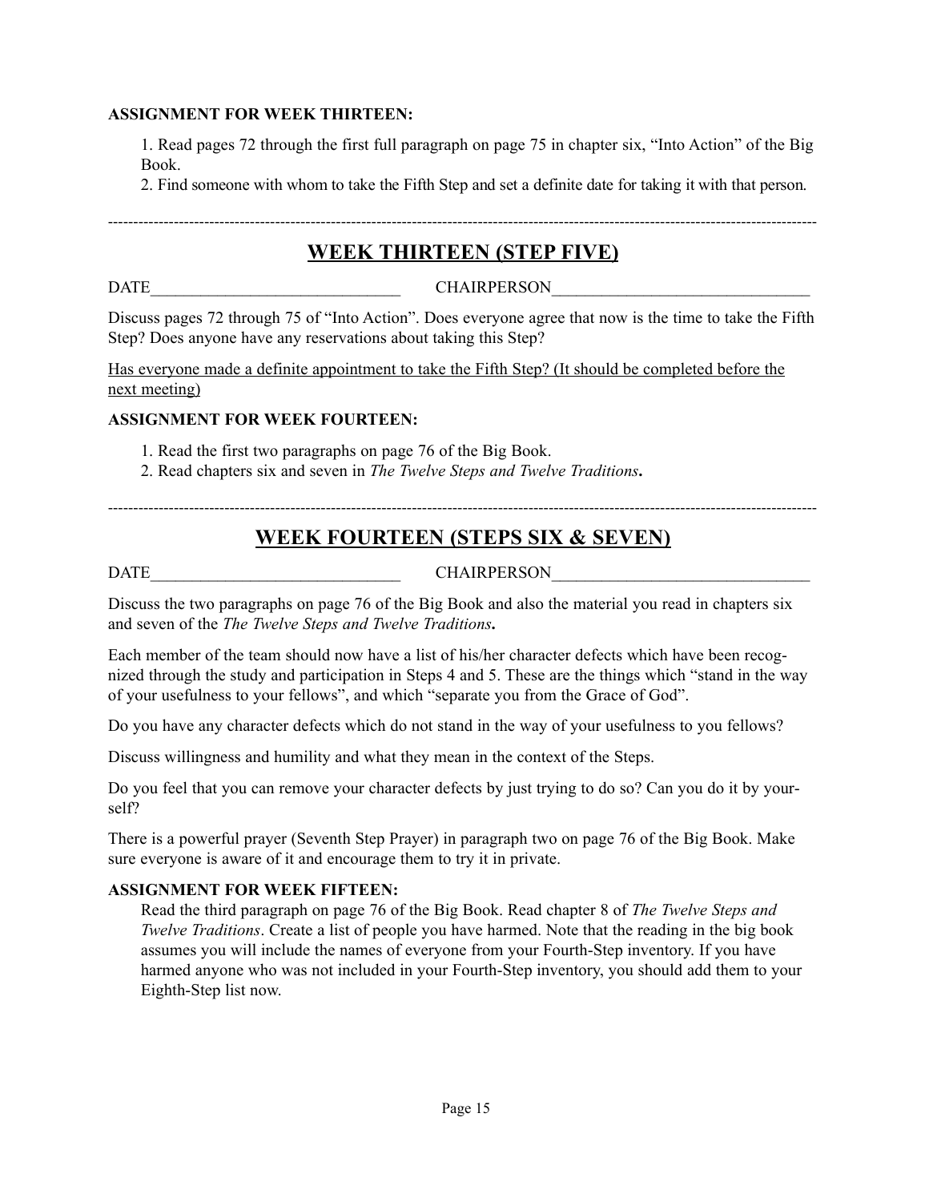**ASSIGNMENT FOR WEEK THIRTEEN:**

1. Read pages 72 through the first full paragraph on page 75 in chapter six, "Into Action" of the Big Book.
2. Find someone with whom to take the Fifth Step and set a definite date for taking it with that person.

---

## WEEK THIRTEEN (STEP FIVE)

DATE______________________________ CHAIRPERSON_______________________________

Discuss pages 72 through 75 of "Into Action". Does everyone agree that now is the time to take the Fifth Step? Does anyone have any reservations about taking this Step?

<u>Has everyone made a definite appointment to take the Fifth Step? (It should be completed before the next meeting)</u>

**ASSIGNMENT FOR WEEK FOURTEEN:**

1. Read the first two paragraphs on page 76 of the Big Book.
2. Read chapters six and seven in *The Twelve Steps and Twelve Traditions***.**

---

## WEEK FOURTEEN (STEPS SIX & SEVEN)

DATE______________________________ CHAIRPERSON_______________________________

Discuss the two paragraphs on page 76 of the Big Book and also the material you read in chapters six and seven of the *The Twelve Steps and Twelve Traditions***.**

Each member of the team should now have a list of his/her character defects which have been recognized through the study and participation in Steps 4 and 5. These are the things which "stand in the way of your usefulness to your fellows", and which "separate you from the Grace of God".

Do you have any character defects which do not stand in the way of your usefulness to you fellows?

Discuss willingness and humility and what they mean in the context of the Steps.

Do you feel that you can remove your character defects by just trying to do so? Can you do it by yourself?

There is a powerful prayer (Seventh Step Prayer) in paragraph two on page 76 of the Big Book. Make sure everyone is aware of it and encourage them to try it in private.

**ASSIGNMENT FOR WEEK FIFTEEN:**

Read the third paragraph on page 76 of the Big Book. Read chapter 8 of *The Twelve Steps and Twelve Traditions*. Create a list of people you have harmed. Note that the reading in the big book assumes you will include the names of everyone from your Fourth-Step inventory. If you have harmed anyone who was not included in your Fourth-Step inventory, you should add them to your Eighth-Step list now.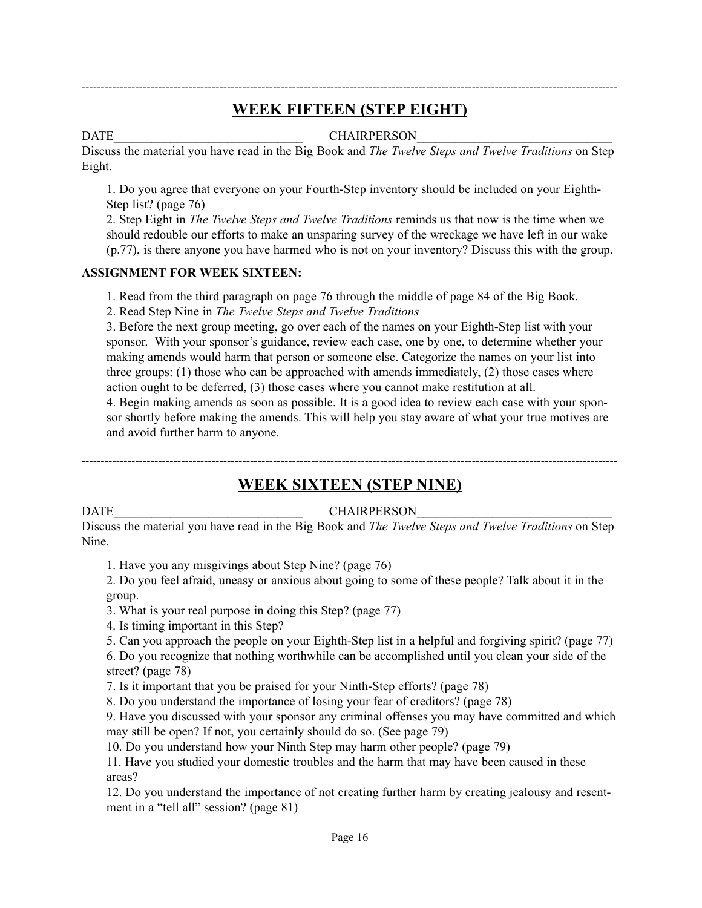---

## WEEK FIFTEEN (STEP EIGHT)

DATE______________________________ CHAIRPERSON______________________________

Discuss the material you have read in the Big Book and *The Twelve Steps and Twelve Traditions* on Step Eight.

1. Do you agree that everyone on your Fourth-Step inventory should be included on your Eighth-Step list? (page 76)
2. Step Eight in *The Twelve Steps and Twelve Traditions* reminds us that now is the time when we should redouble our efforts to make an unsparing survey of the wreckage we have left in our wake (p.77), is there anyone you have harmed who is not on your inventory? Discuss this with the group.

**ASSIGNMENT FOR WEEK SIXTEEN:**

1. Read from the third paragraph on page 76 through the middle of page 84 of the Big Book.
2. Read Step Nine in *The Twelve Steps and Twelve Traditions*
3. Before the next group meeting, go over each of the names on your Eighth-Step list with your sponsor. With your sponsor's guidance, review each case, one by one, to determine whether your making amends would harm that person or someone else. Categorize the names on your list into three groups: (1) those who can be approached with amends immediately, (2) those cases where action ought to be deferred, (3) those cases where you cannot make restitution at all.
4. Begin making amends as soon as possible. It is a good idea to review each case with your sponsor shortly before making the amends. This will help you stay aware of what your true motives are and avoid further harm to anyone.

---

## WEEK SIXTEEN (STEP NINE)

DATE______________________________ CHAIRPERSON______________________________

Discuss the material you have read in the Big Book and *The Twelve Steps and Twelve Traditions* on Step Nine.

1. Have you any misgivings about Step Nine? (page 76)
2. Do you feel afraid, uneasy or anxious about going to some of these people? Talk about it in the group.
3. What is your real purpose in doing this Step? (page 77)
4. Is timing important in this Step?
5. Can you approach the people on your Eighth-Step list in a helpful and forgiving spirit? (page 77)
6. Do you recognize that nothing worthwhile can be accomplished until you clean your side of the street? (page 78)
7. Is it important that you be praised for your Ninth-Step efforts? (page 78)
8. Do you understand the importance of losing your fear of creditors? (page 78)
9. Have you discussed with your sponsor any criminal offenses you may have committed and which may still be open? If not, you certainly should do so. (See page 79)
10. Do you understand how your Ninth Step may harm other people? (page 79)
11. Have you studied your domestic troubles and the harm that may have been caused in these areas?
12. Do you understand the importance of not creating further harm by creating jealousy and resentment in a "tell all" session? (page 81)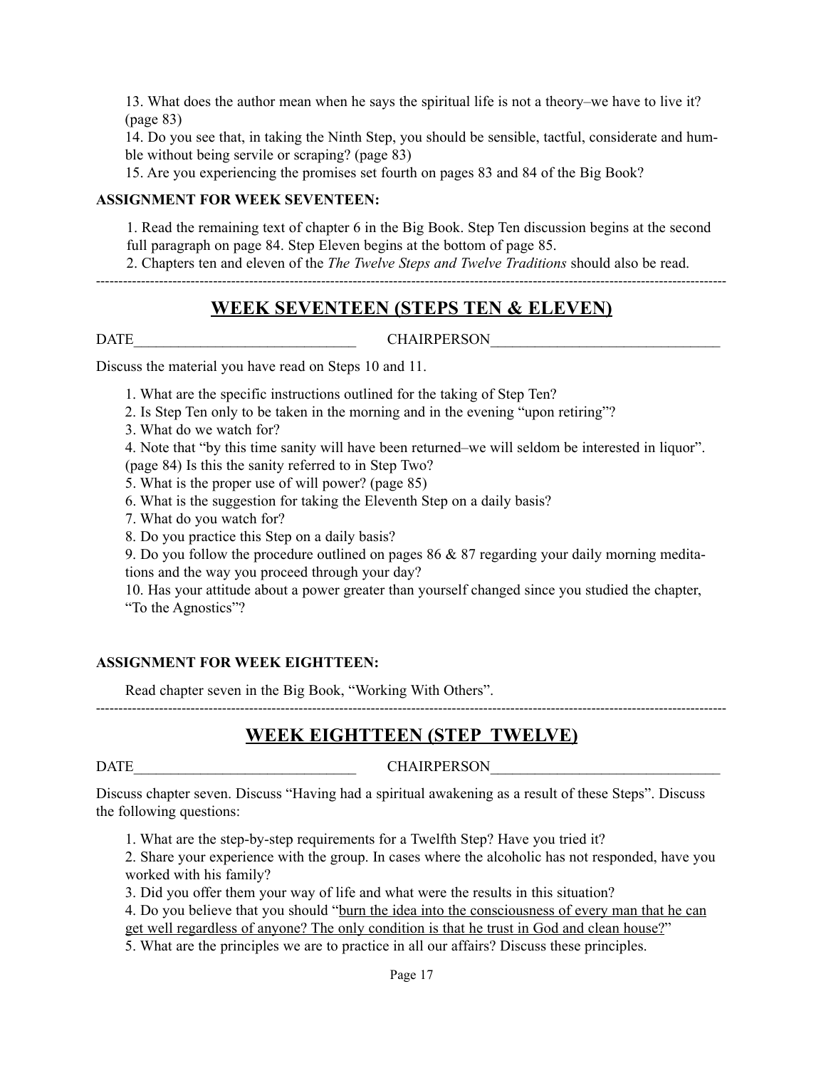13. What does the author mean when he says the spiritual life is not a theory–we have to live it? (page 83)

14. Do you see that, in taking the Ninth Step, you should be sensible, tactful, considerate and humble without being servile or scraping? (page 83)

15. Are you experiencing the promises set fourth on pages 83 and 84 of the Big Book?

**ASSIGNMENT FOR WEEK SEVENTEEN:**

1. Read the remaining text of chapter 6 in the Big Book. Step Ten discussion begins at the second full paragraph on page 84. Step Eleven begins at the bottom of page 85.
2. Chapters ten and eleven of the *The Twelve Steps and Twelve Traditions* should also be read.

---

## WEEK SEVENTEEN (STEPS TEN & ELEVEN)

DATE______________________________ CHAIRPERSON_______________________________

Discuss the material you have read on Steps 10 and 11.

1. What are the specific instructions outlined for the taking of Step Ten?
2. Is Step Ten only to be taken in the morning and in the evening "upon retiring"?
3. What do we watch for?
4. Note that "by this time sanity will have been returned–we will seldom be interested in liquor". (page 84) Is this the sanity referred to in Step Two?
5. What is the proper use of will power? (page 85)
6. What is the suggestion for taking the Eleventh Step on a daily basis?
7. What do you watch for?
8. Do you practice this Step on a daily basis?
9. Do you follow the procedure outlined on pages 86 & 87 regarding your daily morning meditations and the way you proceed through your day?
10. Has your attitude about a power greater than yourself changed since you studied the chapter, "To the Agnostics"?

**ASSIGNMENT FOR WEEK EIGHTTEEN:**

Read chapter seven in the Big Book, "Working With Others".

---

## WEEK EIGHTTEEN (STEP TWELVE)

DATE______________________________ CHAIRPERSON_______________________________

Discuss chapter seven. Discuss "Having had a spiritual awakening as a result of these Steps". Discuss the following questions:

1. What are the step-by-step requirements for a Twelfth Step? Have you tried it?
2. Share your experience with the group. In cases where the alcoholic has not responded, have you worked with his family?
3. Did you offer them your way of life and what were the results in this situation?
4. Do you believe that you should "<u>burn the idea into the consciousness of every man that he can get well regardless of anyone? The only condition is that he trust in God and clean house?</u>"
5. What are the principles we are to practice in all our affairs? Discuss these principles.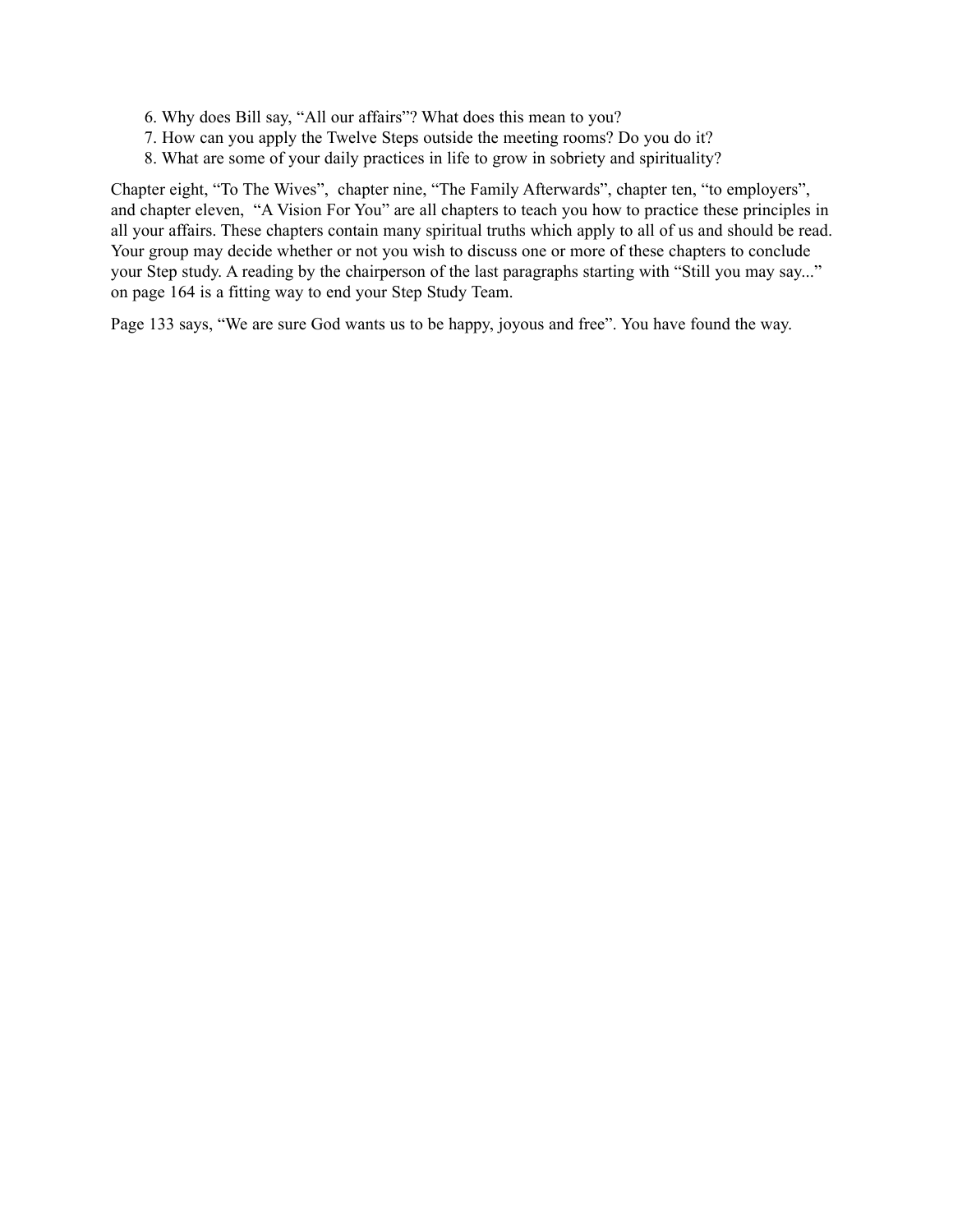6. Why does Bill say, “All our affairs”? What does this mean to you?
7. How can you apply the Twelve Steps outside the meeting rooms? Do you do it?
8. What are some of your daily practices in life to grow in sobriety and spirituality?

Chapter eight, “To The Wives”, chapter nine, “The Family Afterwards”, chapter ten, “to employers”, and chapter eleven, “A Vision For You” are all chapters to teach you how to practice these principles in all your affairs. These chapters contain many spiritual truths which apply to all of us and should be read. Your group may decide whether or not you wish to discuss one or more of these chapters to conclude your Step study. A reading by the chairperson of the last paragraphs starting with “Still you may say...” on page 164 is a fitting way to end your Step Study Team.

Page 133 says, “We are sure God wants us to be happy, joyous and free”. You have found the way.